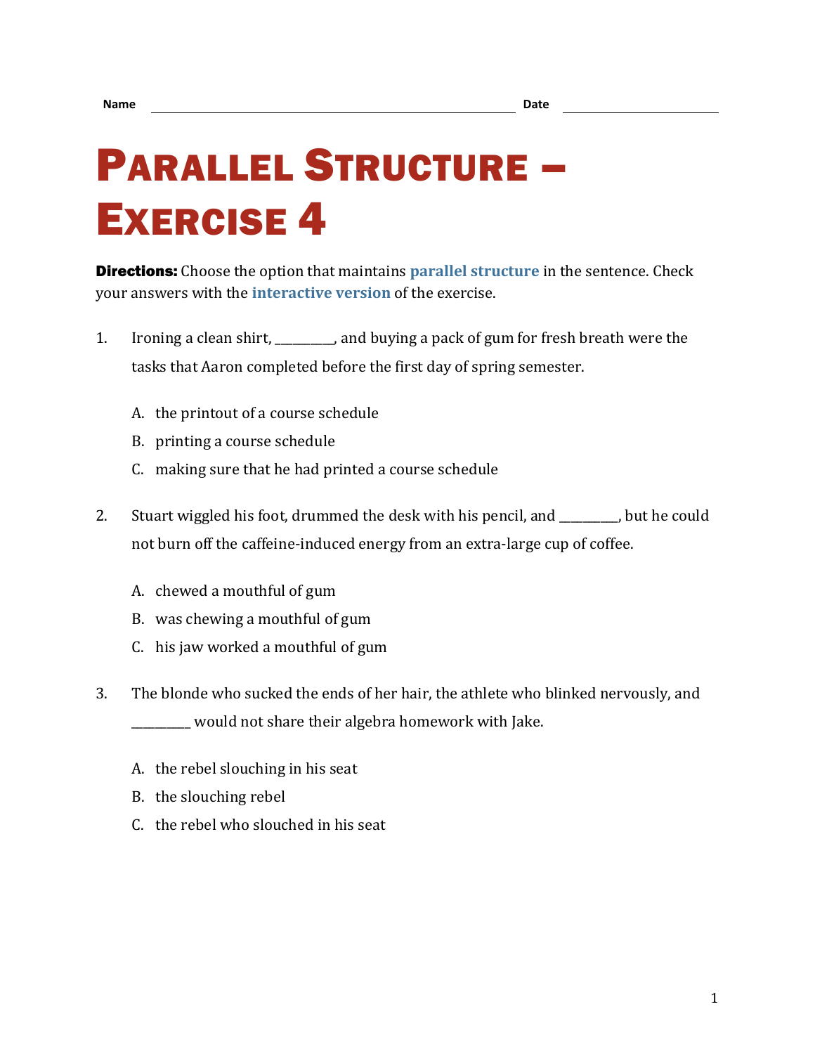Name ______________________________ Date ______________

# Parallel Structure – Exercise 4

**Directions:** Choose the option that maintains **parallel structure** in the sentence. Check your answers with the **interactive version** of the exercise.

1. Ironing a clean shirt, _________, and buying a pack of gum for fresh breath were the tasks that Aaron completed before the first day of spring semester.

   A. the printout of a course schedule
   B. printing a course schedule
   C. making sure that he had printed a course schedule

2. Stuart wiggled his foot, drummed the desk with his pencil, and _________, but he could not burn off the caffeine-induced energy from an extra-large cup of coffee.

   A. chewed a mouthful of gum
   B. was chewing a mouthful of gum
   C. his jaw worked a mouthful of gum

3. The blonde who sucked the ends of her hair, the athlete who blinked nervously, and _________ would not share their algebra homework with Jake.

   A. the rebel slouching in his seat
   B. the slouching rebel
   C. the rebel who slouched in his seat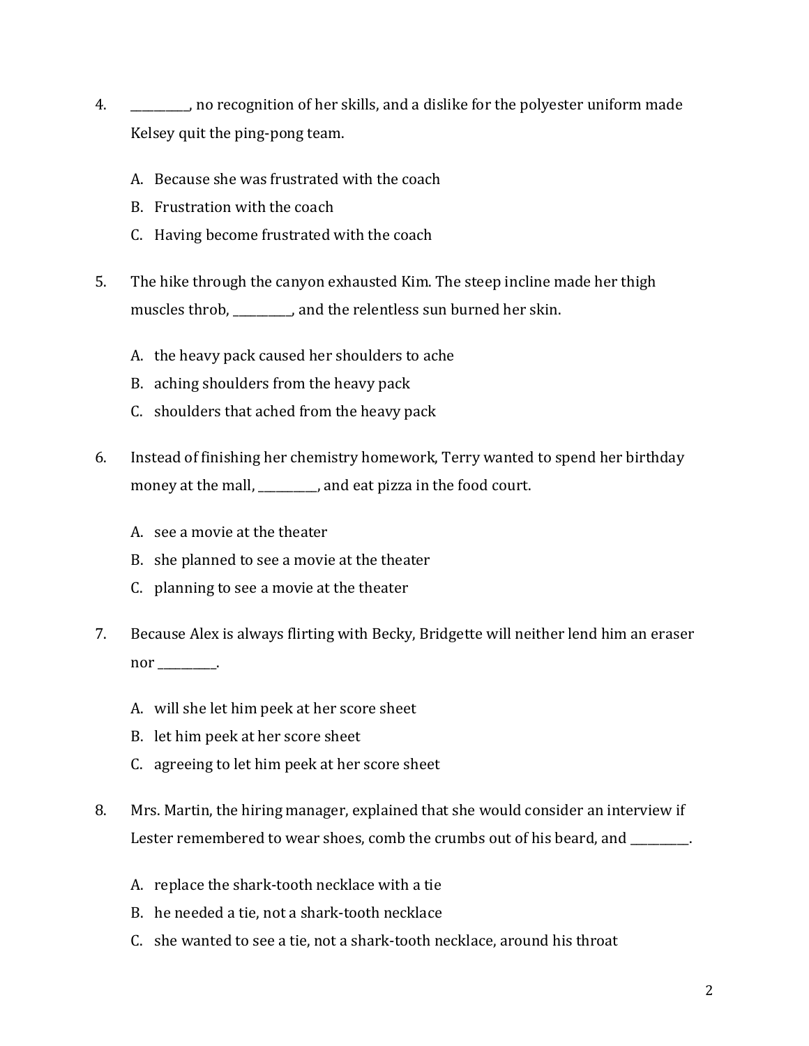4. __________, no recognition of her skills, and a dislike for the polyester uniform made Kelsey quit the ping-pong team.

   A. Because she was frustrated with the coach
   B. Frustration with the coach
   C. Having become frustrated with the coach

5. The hike through the canyon exhausted Kim. The steep incline made her thigh muscles throb, __________, and the relentless sun burned her skin.

   A. the heavy pack caused her shoulders to ache
   B. aching shoulders from the heavy pack
   C. shoulders that ached from the heavy pack

6. Instead of finishing her chemistry homework, Terry wanted to spend her birthday money at the mall, __________, and eat pizza in the food court.

   A. see a movie at the theater
   B. she planned to see a movie at the theater
   C. planning to see a movie at the theater

7. Because Alex is always flirting with Becky, Bridgette will neither lend him an eraser nor __________.

   A. will she let him peek at her score sheet
   B. let him peek at her score sheet
   C. agreeing to let him peek at her score sheet

8. Mrs. Martin, the hiring manager, explained that she would consider an interview if Lester remembered to wear shoes, comb the crumbs out of his beard, and __________.

   A. replace the shark-tooth necklace with a tie
   B. he needed a tie, not a shark-tooth necklace
   C. she wanted to see a tie, not a shark-tooth necklace, around his throat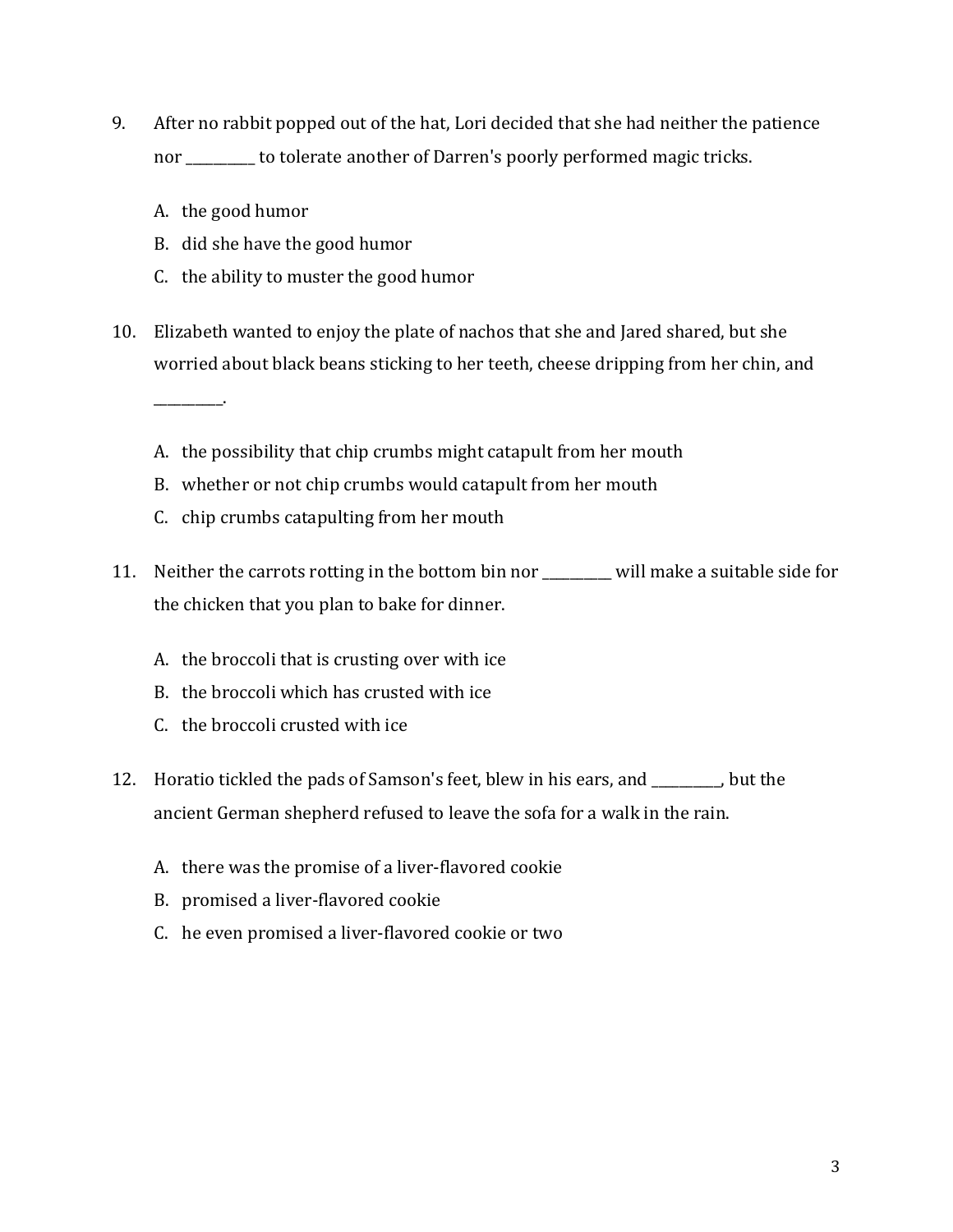9. After no rabbit popped out of the hat, Lori decided that she had neither the patience nor __________ to tolerate another of Darren's poorly performed magic tricks.

   A. the good humor
   B. did she have the good humor
   C. the ability to muster the good humor

10. Elizabeth wanted to enjoy the plate of nachos that she and Jared shared, but she worried about black beans sticking to her teeth, cheese dripping from her chin, and __________.

    A. the possibility that chip crumbs might catapult from her mouth
    B. whether or not chip crumbs would catapult from her mouth
    C. chip crumbs catapulting from her mouth

11. Neither the carrots rotting in the bottom bin nor __________ will make a suitable side for the chicken that you plan to bake for dinner.

    A. the broccoli that is crusting over with ice
    B. the broccoli which has crusted with ice
    C. the broccoli crusted with ice

12. Horatio tickled the pads of Samson's feet, blew in his ears, and __________, but the ancient German shepherd refused to leave the sofa for a walk in the rain.

    A. there was the promise of a liver-flavored cookie
    B. promised a liver-flavored cookie
    C. he even promised a liver-flavored cookie or two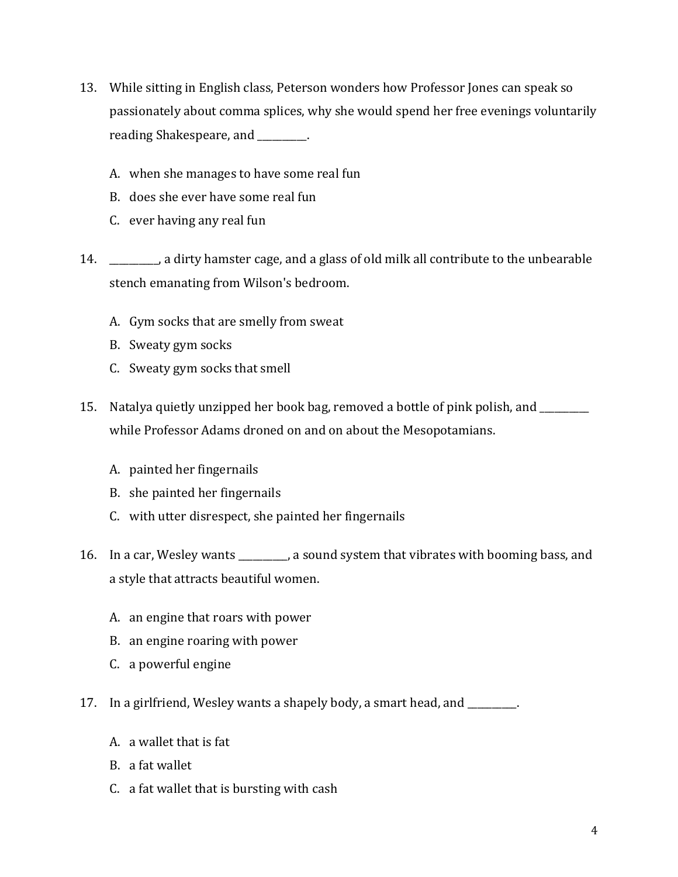13. While sitting in English class, Peterson wonders how Professor Jones can speak so passionately about comma splices, why she would spend her free evenings voluntarily reading Shakespeare, and __________.

    A. when she manages to have some real fun
    B. does she ever have some real fun
    C. ever having any real fun

14. __________, a dirty hamster cage, and a glass of old milk all contribute to the unbearable stench emanating from Wilson's bedroom.

    A. Gym socks that are smelly from sweat
    B. Sweaty gym socks
    C. Sweaty gym socks that smell

15. Natalya quietly unzipped her book bag, removed a bottle of pink polish, and __________ while Professor Adams droned on and on about the Mesopotamians.

    A. painted her fingernails
    B. she painted her fingernails
    C. with utter disrespect, she painted her fingernails

16. In a car, Wesley wants __________, a sound system that vibrates with booming bass, and a style that attracts beautiful women.

    A. an engine that roars with power
    B. an engine roaring with power
    C. a powerful engine

17. In a girlfriend, Wesley wants a shapely body, a smart head, and __________.

    A. a wallet that is fat
    B. a fat wallet
    C. a fat wallet that is bursting with cash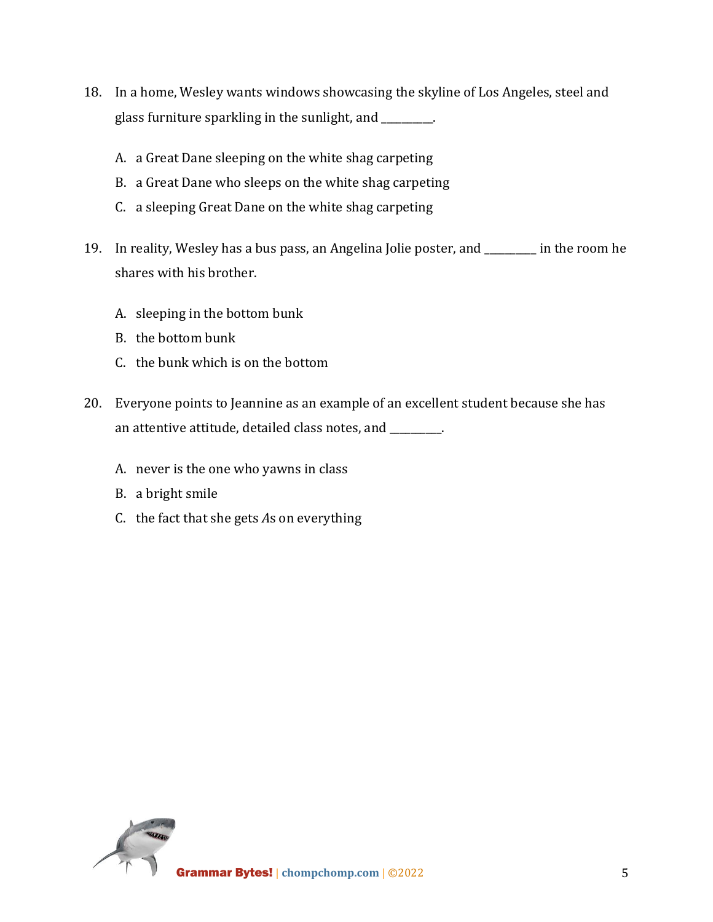18. In a home, Wesley wants windows showcasing the skyline of Los Angeles, steel and glass furniture sparkling in the sunlight, and _________.

    A. a Great Dane sleeping on the white shag carpeting
    B. a Great Dane who sleeps on the white shag carpeting
    C. a sleeping Great Dane on the white shag carpeting

19. In reality, Wesley has a bus pass, an Angelina Jolie poster, and _________ in the room he shares with his brother.

    A. sleeping in the bottom bunk
    B. the bottom bunk
    C. the bunk which is on the bottom

20. Everyone points to Jeannine as an example of an excellent student because she has an attentive attitude, detailed class notes, and _________.

    A. never is the one who yawns in class
    B. a bright smile
    C. the fact that she gets *A*s on everything